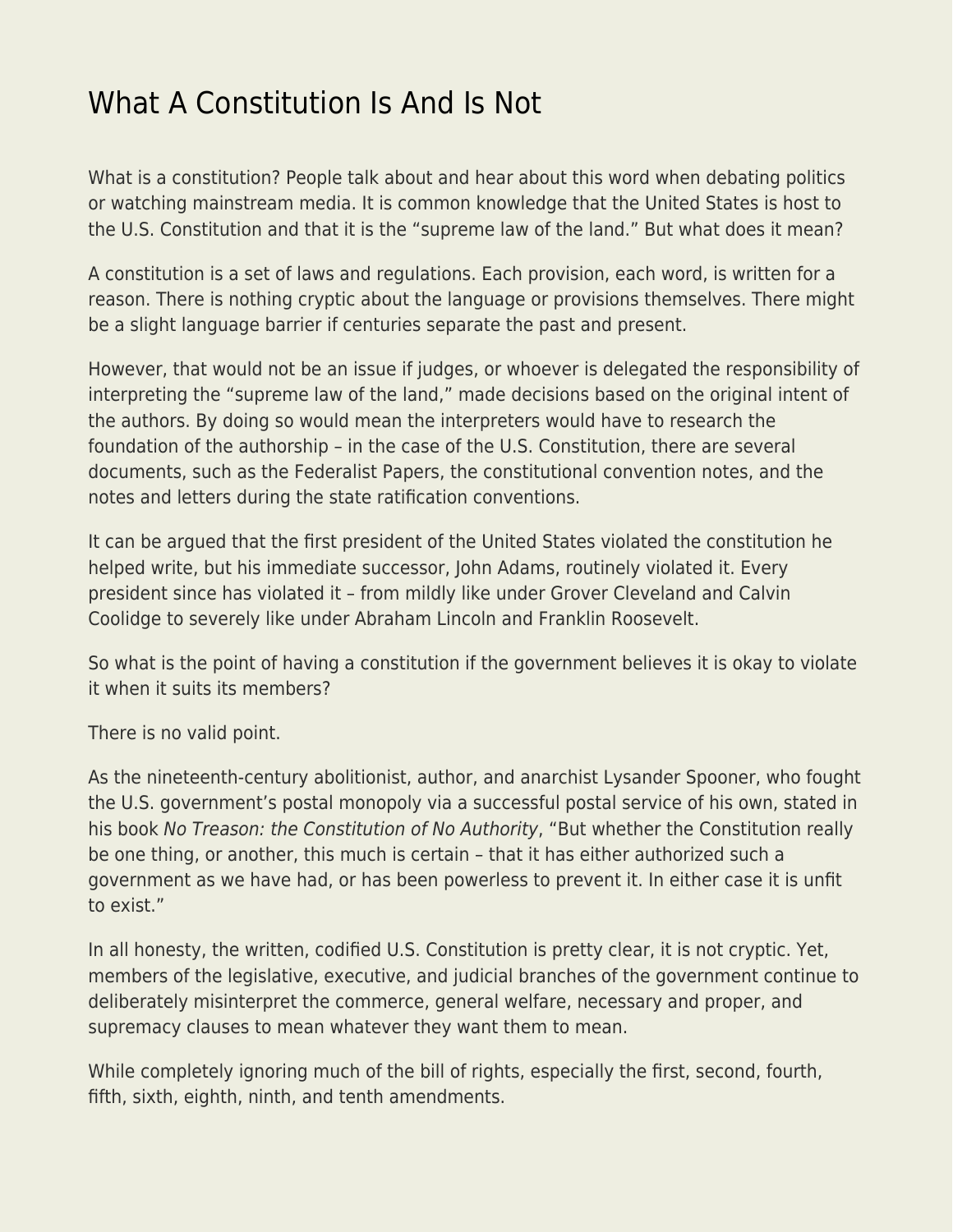# What A Constitution Is And Is Not

What is a constitution? People talk about and hear about this word when debating politics or watching mainstream media. It is common knowledge that the United States is host to the U.S. Constitution and that it is the "supreme law of the land." But what does it mean?

A constitution is a set of laws and regulations. Each provision, each word, is written for a reason. There is nothing cryptic about the language or provisions themselves. There might be a slight language barrier if centuries separate the past and present.

However, that would not be an issue if judges, or whoever is delegated the responsibility of interpreting the "supreme law of the land," made decisions based on the original intent of the authors. By doing so would mean the interpreters would have to research the foundation of the authorship – in the case of the U.S. Constitution, there are several documents, such as the Federalist Papers, the constitutional convention notes, and the notes and letters during the state ratification conventions.

It can be argued that the first president of the United States violated the constitution he helped write, but his immediate successor, John Adams, routinely violated it. Every president since has violated it – from mildly like under Grover Cleveland and Calvin Coolidge to severely like under Abraham Lincoln and Franklin Roosevelt.

So what is the point of having a constitution if the government believes it is okay to violate it when it suits its members?

There is no valid point.

As the nineteenth-century abolitionist, author, and anarchist Lysander Spooner, who fought the U.S. government's postal monopoly via a successful postal service of his own, stated in his book *No Treason: the Constitution of No Authority*, "But whether the Constitution really be one thing, or another, this much is certain – that it has either authorized such a government as we have had, or has been powerless to prevent it. In either case it is unfit to exist."

In all honesty, the written, codified U.S. Constitution is pretty clear, it is not cryptic. Yet, members of the legislative, executive, and judicial branches of the government continue to deliberately misinterpret the commerce, general welfare, necessary and proper, and supremacy clauses to mean whatever they want them to mean.

While completely ignoring much of the bill of rights, especially the first, second, fourth, fifth, sixth, eighth, ninth, and tenth amendments.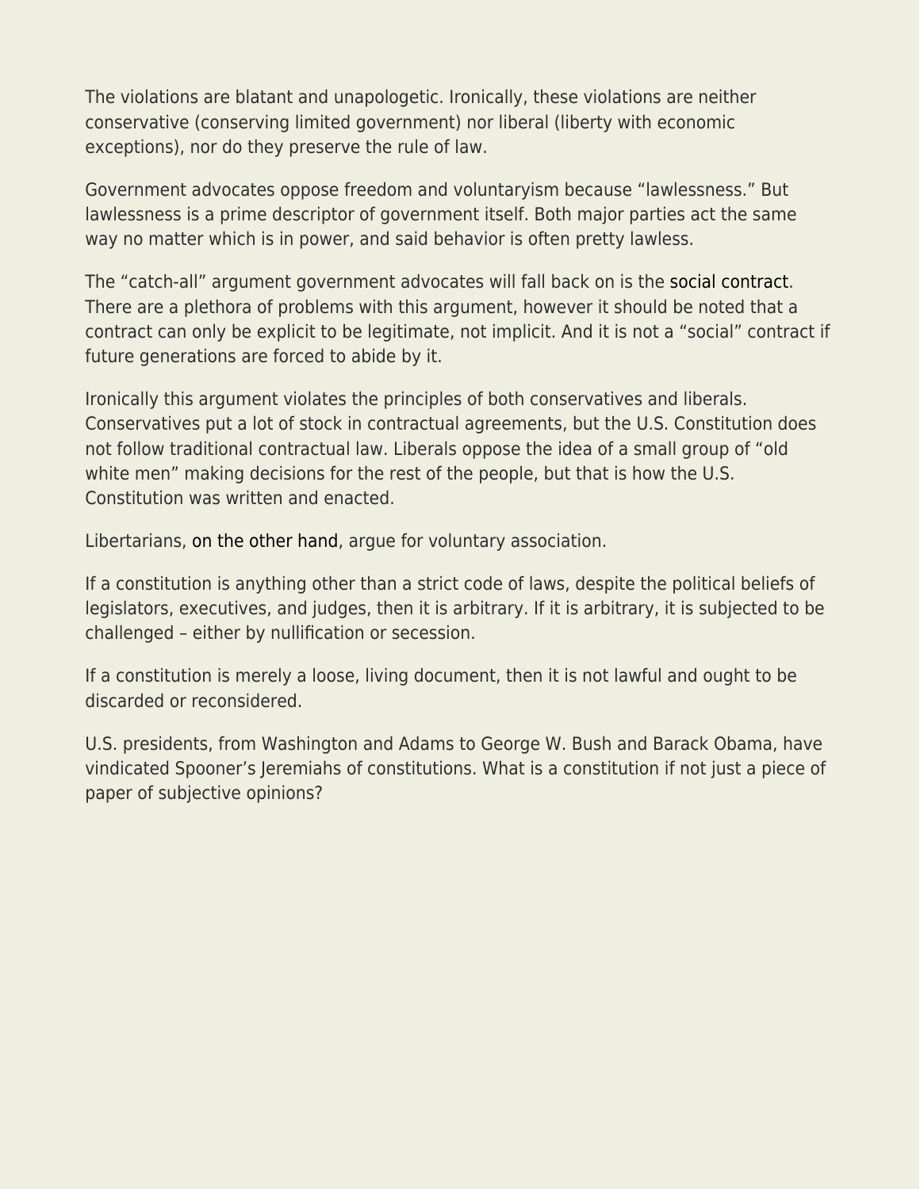The violations are blatant and unapologetic. Ironically, these violations are neither conservative (conserving limited government) nor liberal (liberty with economic exceptions), nor do they preserve the rule of law.

Government advocates oppose freedom and voluntaryism because "lawlessness." But lawlessness is a prime descriptor of government itself. Both major parties act the same way no matter which is in power, and said behavior is often pretty lawless.

The "catch-all" argument government advocates will fall back on is the social contract. There are a plethora of problems with this argument, however it should be noted that a contract can only be explicit to be legitimate, not implicit. And it is not a "social" contract if future generations are forced to abide by it.

Ironically this argument violates the principles of both conservatives and liberals. Conservatives put a lot of stock in contractual agreements, but the U.S. Constitution does not follow traditional contractual law. Liberals oppose the idea of a small group of "old white men" making decisions for the rest of the people, but that is how the U.S. Constitution was written and enacted.

Libertarians, on the other hand, argue for voluntary association.

If a constitution is anything other than a strict code of laws, despite the political beliefs of legislators, executives, and judges, then it is arbitrary. If it is arbitrary, it is subjected to be challenged – either by nullification or secession.

If a constitution is merely a loose, living document, then it is not lawful and ought to be discarded or reconsidered.

U.S. presidents, from Washington and Adams to George W. Bush and Barack Obama, have vindicated Spooner's Jeremiahs of constitutions. What is a constitution if not just a piece of paper of subjective opinions?